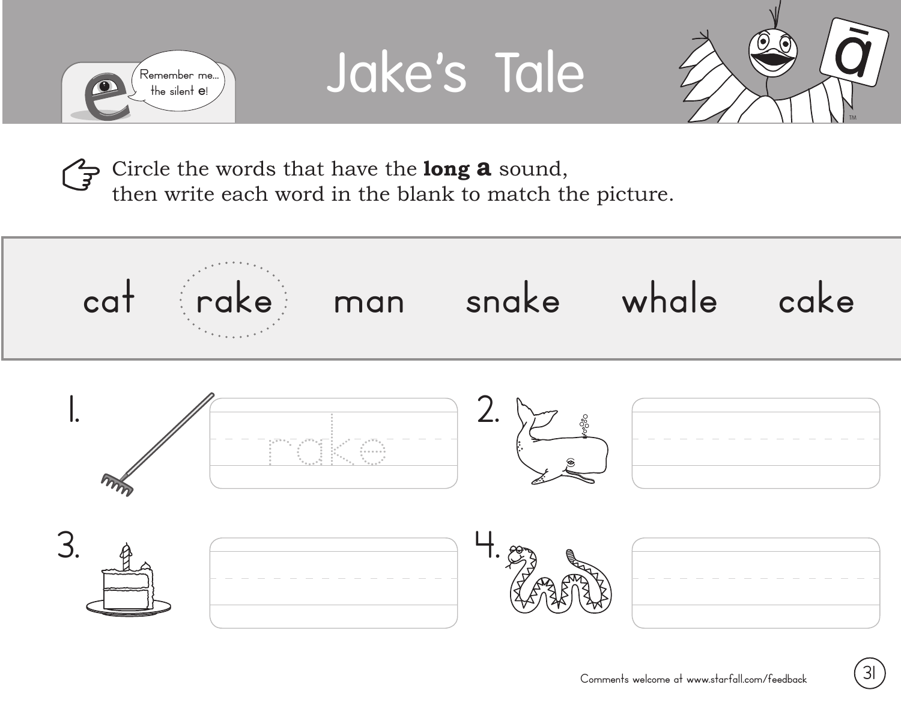# Jake's Tale

Remember me... the silent e!

ā

Circle the words that have the **long a** sound, then write each word in the blank to match the picture.

cat rake man snake whale cake

1. rake

2.

3.

4.

Comments welcome at www.starfall.com/feedback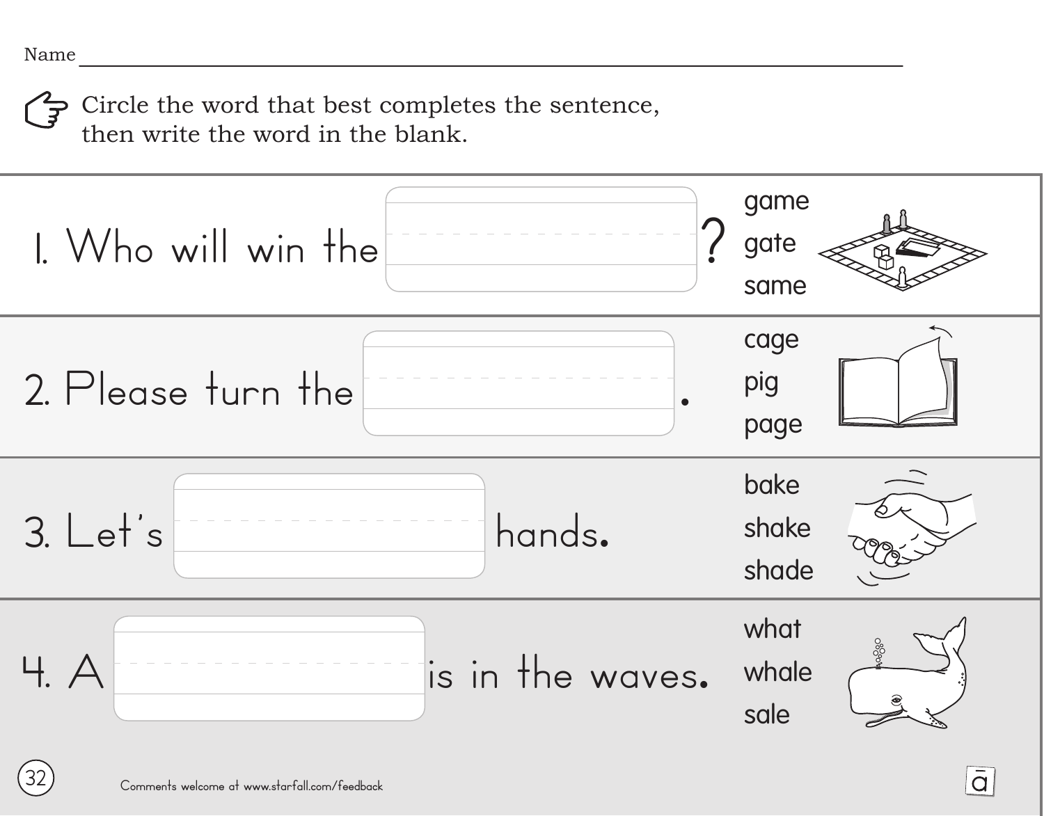Name ______________________________

Circle the word that best completes the sentence, then write the word in the blank.

1. Who will win the ______________? 
   - game
   - gate
   - same

2. Please turn the ______________.
   - cage
   - pig
   - page

3. Let's ______________ hands.
   - bake
   - shake
   - shade

4. A ______________ is in the waves.
   - what
   - whale
   - sale

Comments welcome at www.starfall.com/feedback

ā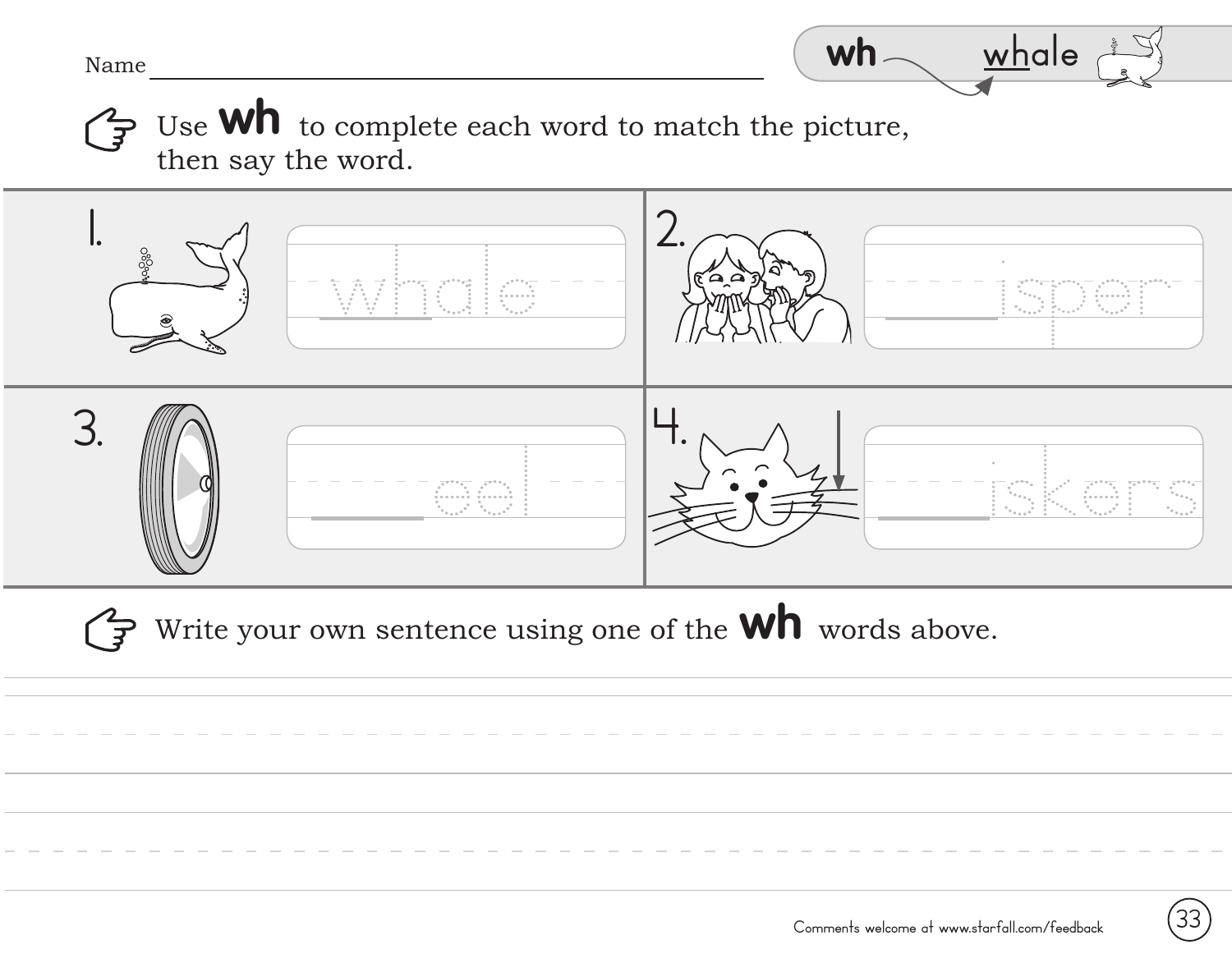Name ______________________________

**wh** — whale

☞ Use **wh** to complete each word to match the picture, then say the word.

1. whale

2. ____isper

3. ____eel

4. ____iskers

☞ Write your own sentence using one of the **wh** words above.

_______________________________________________

_______________________________________________

Comments welcome at www.starfall.com/feedback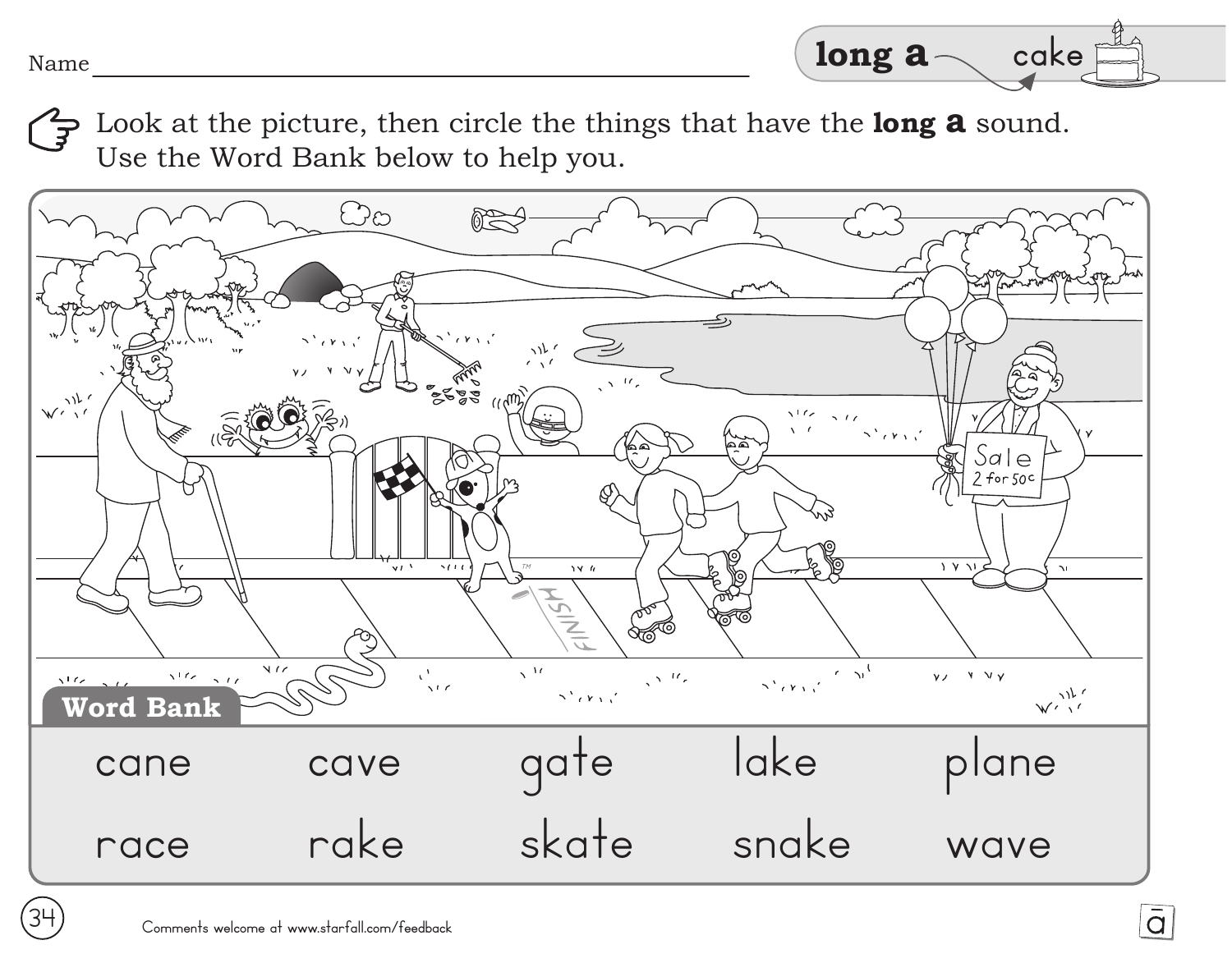Name ______________________________

**long a** — cake

Look at the picture, then circle the things that have the **long a** sound.
Use the Word Bank below to help you.

**Word Bank**

| | | | | |
|---|---|---|---|---|
| cane | cave | gate | lake | plane |
| race | rake | skate | snake | wave |

Comments welcome at www.starfall.com/feedback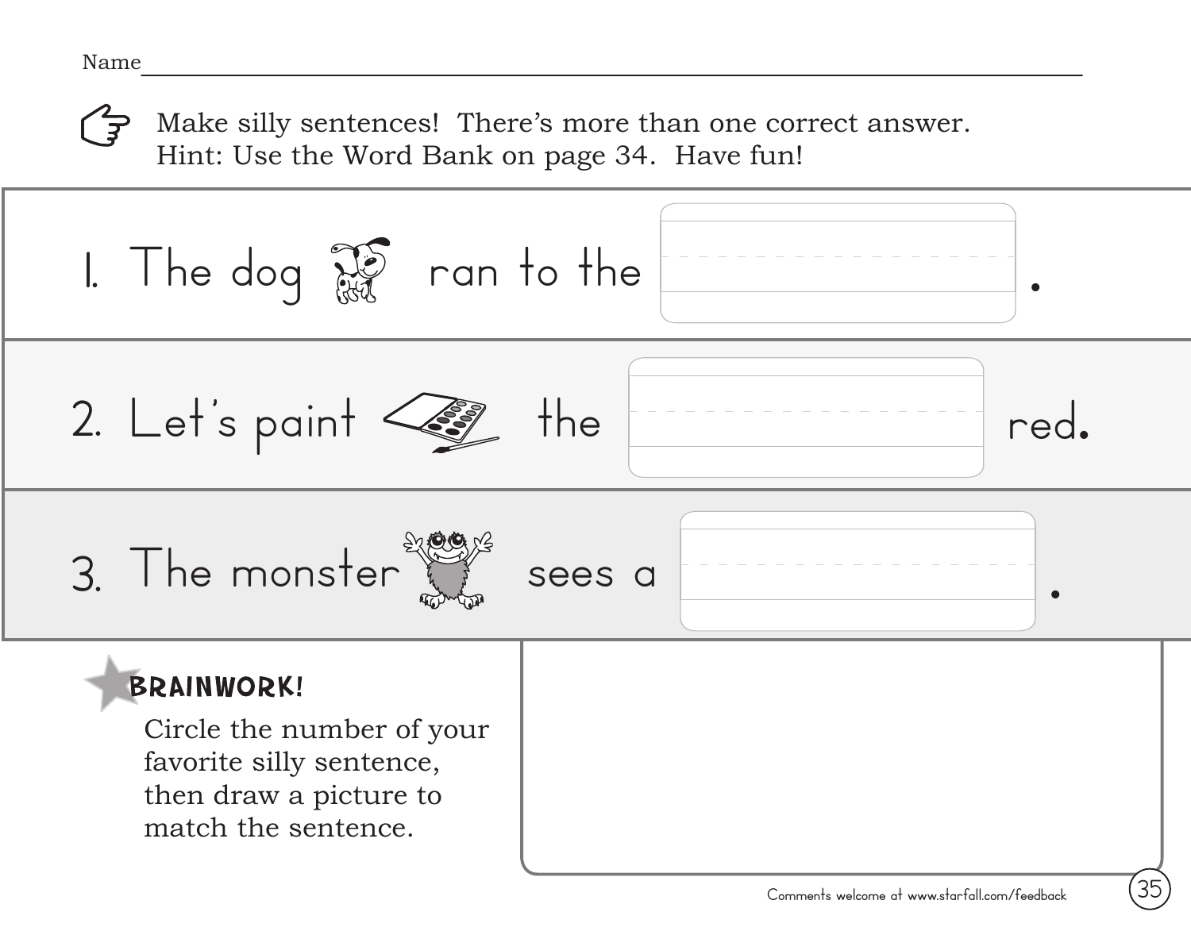Name ________________________________________________

Make silly sentences! There's more than one correct answer.
Hint: Use the Word Bank on page 34. Have fun!

1. The dog ran to the ______________ .

2. Let's paint the ______________ red.

3. The monster sees a ______________ .

**BRAINWORK!**

Circle the number of your favorite silly sentence, then draw a picture to match the sentence.

Comments welcome at www.starfall.com/feedback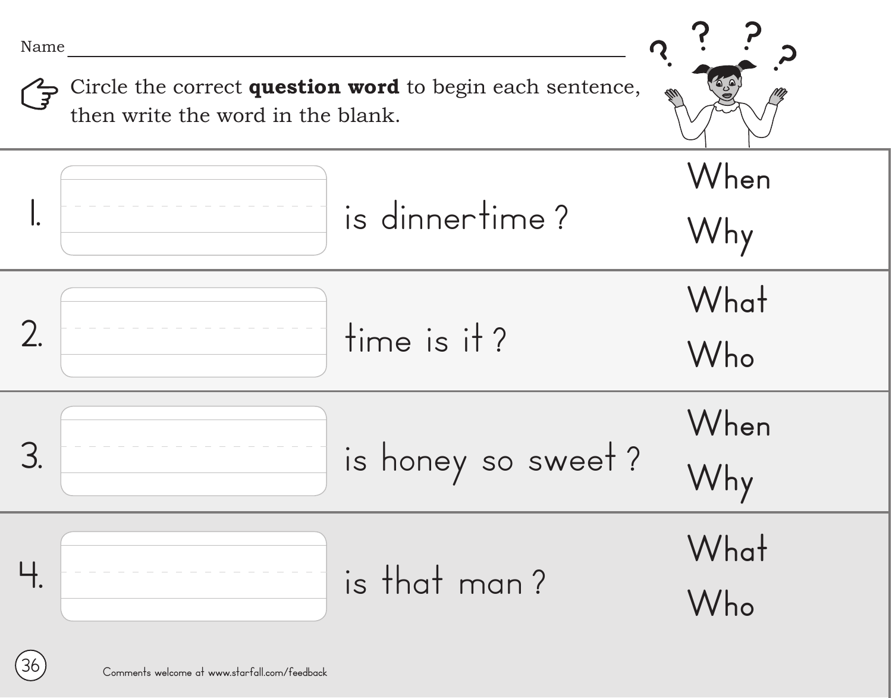Name ____________________________________________

Circle the correct **question word** to begin each sentence, then write the word in the blank.

1. __________ is dinnertime?

   When
   Why

2. __________ time is it?

   What
   Who

3. __________ is honey so sweet?

   When
   Why

4. __________ is that man?

   What
   Who

Comments welcome at www.starfall.com/feedback